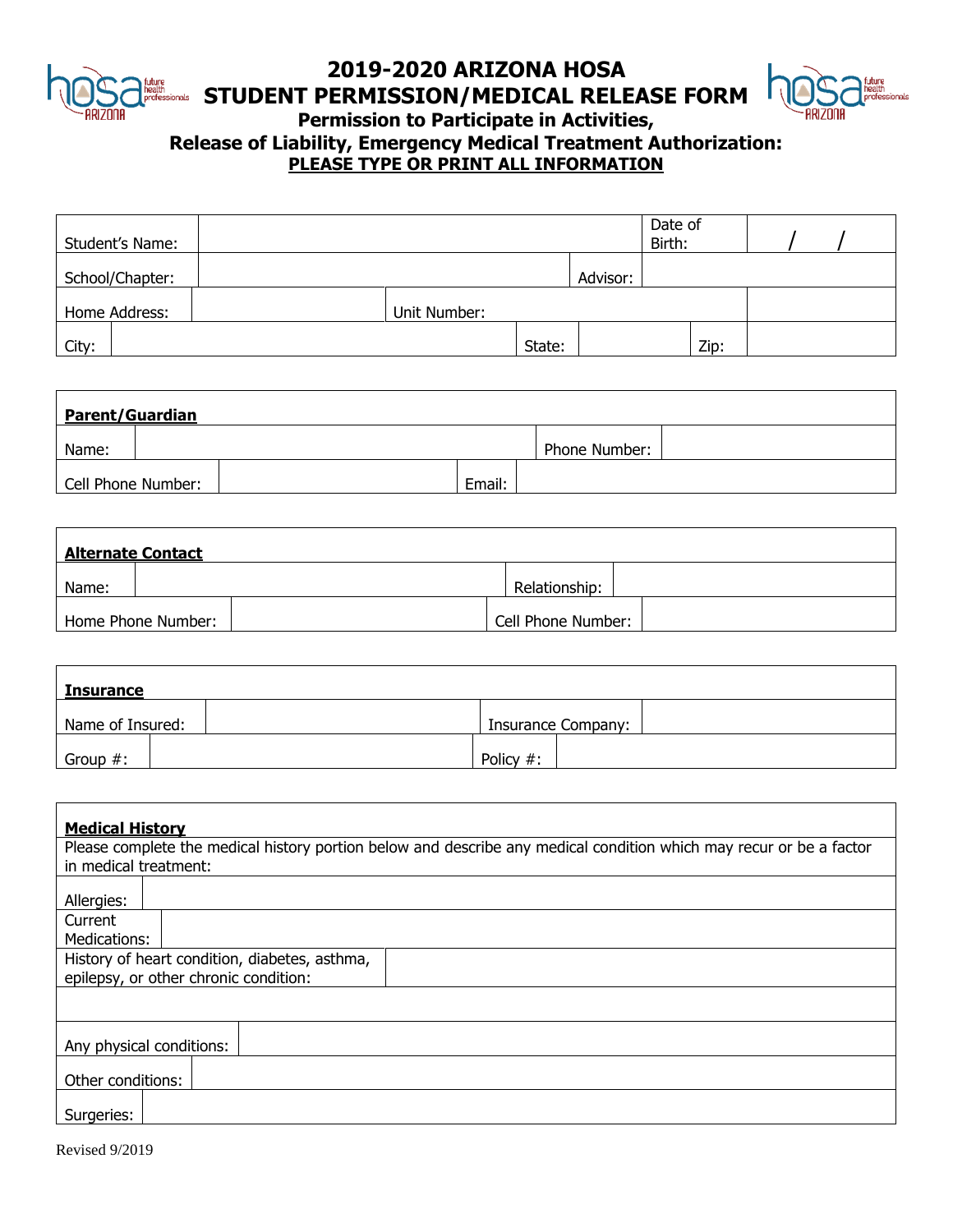# 2019-2020 ARIZONA HOSA
# STUDENT PERMISSION/MEDICAL RELEASE FORM

## Permission to Participate in Activities, Release of Liability, Emergency Medical Treatment Authorization:

**PLEASE TYPE OR PRINT ALL INFORMATION**

| Student's Name: | | Date of Birth: | / / |
|---|---|---|---|
| School/Chapter: | | Advisor: | |
| Home Address: | | Unit Number: | |
| City: | State: | Zip: | |

| **Parent/Guardian** | | | |
|---|---|---|---|
| Name: | | Phone Number: | |
| Cell Phone Number: | | Email: | |

| **Alternate Contact** | | | |
|---|---|---|---|
| Name: | | Relationship: | |
| Home Phone Number: | | Cell Phone Number: | |

| **Insurance** | | | |
|---|---|---|---|
| Name of Insured: | | Insurance Company: | |
| Group #: | | Policy #: | |

| **Medical History** | |
|---|---|
| Please complete the medical history portion below and describe any medical condition which may recur or be a factor in medical treatment: | |
| Allergies: | |
| Current Medications: | |
| History of heart condition, diabetes, asthma, epilepsy, or other chronic condition: | |
| | |
| Any physical conditions: | |
| Other conditions: | |
| Surgeries: | |

Revised 9/2019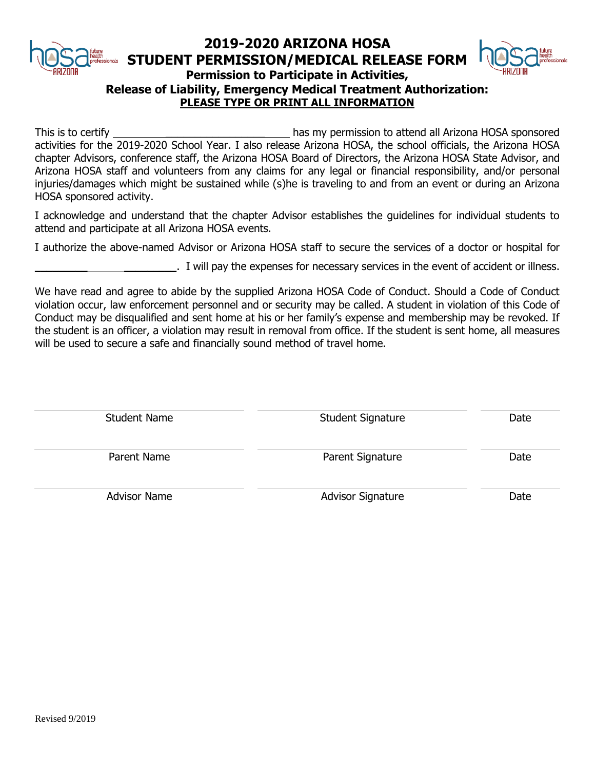# 2019-2020 ARIZONA HOSA
# STUDENT PERMISSION/MEDICAL RELEASE FORM

### Permission to Participate in Activities, Release of Liability, Emergency Medical Treatment Authorization:

**PLEASE TYPE OR PRINT ALL INFORMATION**

This is to certify ______________________________ has my permission to attend all Arizona HOSA sponsored activities for the 2019-2020 School Year. I also release Arizona HOSA, the school officials, the Arizona HOSA chapter Advisors, conference staff, the Arizona HOSA Board of Directors, the Arizona HOSA State Advisor, and Arizona HOSA staff and volunteers from any claims for any legal or financial responsibility, and/or personal injuries/damages which might be sustained while (s)he is traveling to and from an event or during an Arizona HOSA sponsored activity.

I acknowledge and understand that the chapter Advisor establishes the guidelines for individual students to attend and participate at all Arizona HOSA events.

I authorize the above-named Advisor or Arizona HOSA staff to secure the services of a doctor or hospital for ________ ________. I will pay the expenses for necessary services in the event of accident or illness.

We have read and agree to abide by the supplied Arizona HOSA Code of Conduct. Should a Code of Conduct violation occur, law enforcement personnel and or security may be called. A student in violation of this Code of Conduct may be disqualified and sent home at his or her family's expense and membership may be revoked. If the student is an officer, a violation may result in removal from office. If the student is sent home, all measures will be used to secure a safe and financially sound method of travel home.

| | | |
|---|---|---|
| Student Name | Student Signature | Date |
| Parent Name | Parent Signature | Date |
| Advisor Name | Advisor Signature | Date |

Revised 9/2019